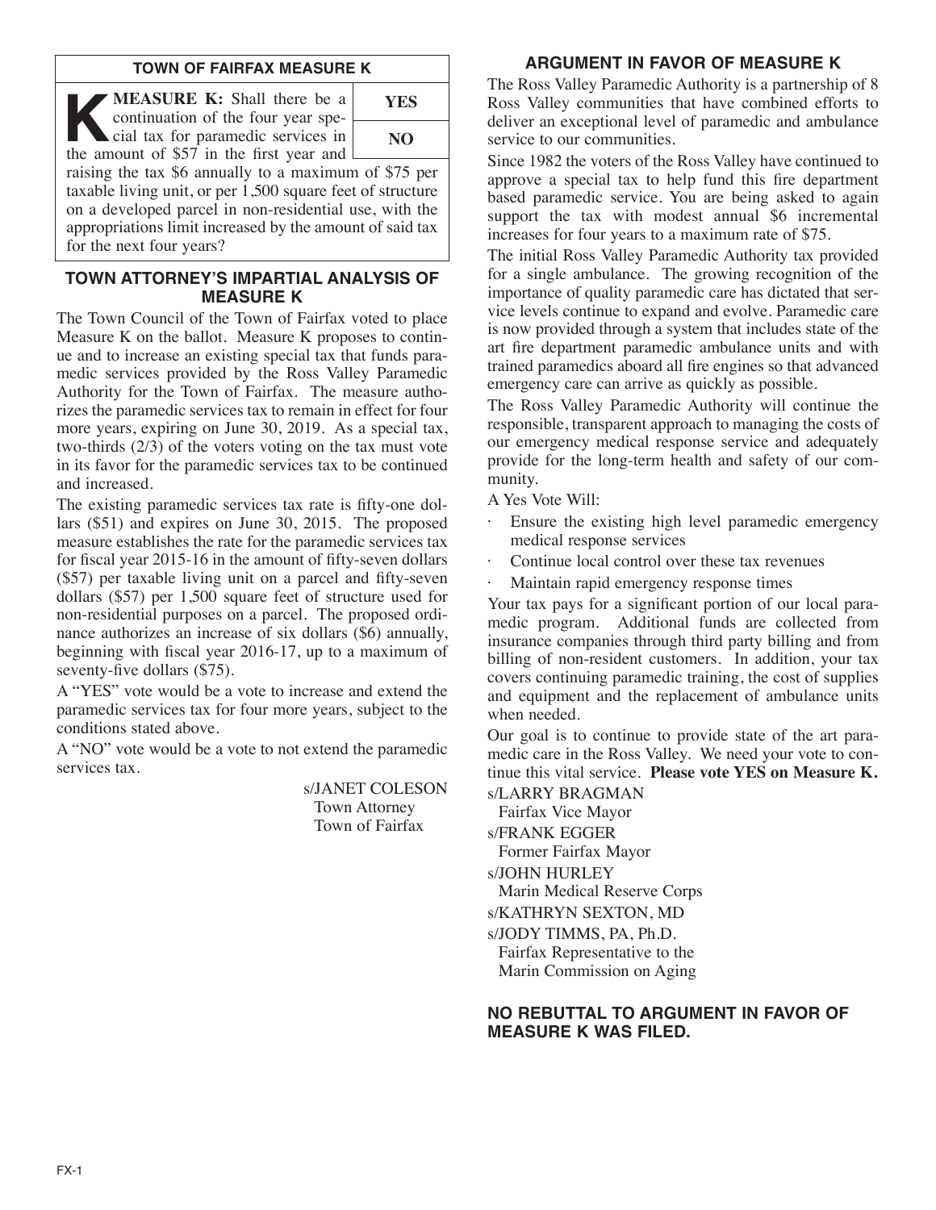## TOWN OF FAIRFAX MEASURE K

**MEASURE K:** Shall there be a continuation of the four year special tax for paramedic services in the amount of $57 in the first year and raising the tax $6 annually to a maximum of $75 per taxable living unit, or per 1,500 square feet of structure on a developed parcel in non-residential use, with the appropriations limit increased by the amount of said tax for the next four years?

| YES |
|---|
| NO |

## TOWN ATTORNEY'S IMPARTIAL ANALYSIS OF MEASURE K

The Town Council of the Town of Fairfax voted to place Measure K on the ballot. Measure K proposes to continue and to increase an existing special tax that funds paramedic services provided by the Ross Valley Paramedic Authority for the Town of Fairfax. The measure authorizes the paramedic services tax to remain in effect for four more years, expiring on June 30, 2019. As a special tax, two-thirds (2/3) of the voters voting on the tax must vote in its favor for the paramedic services tax to be continued and increased.

The existing paramedic services tax rate is fifty-one dollars ($51) and expires on June 30, 2015. The proposed measure establishes the rate for the paramedic services tax for fiscal year 2015-16 in the amount of fifty-seven dollars ($57) per taxable living unit on a parcel and fifty-seven dollars ($57) per 1,500 square feet of structure used for non-residential purposes on a parcel. The proposed ordinance authorizes an increase of six dollars ($6) annually, beginning with fiscal year 2016-17, up to a maximum of seventy-five dollars ($75).

A "YES" vote would be a vote to increase and extend the paramedic services tax for four more years, subject to the conditions stated above.

A "NO" vote would be a vote to not extend the paramedic services tax.

s/JANET COLESON
Town Attorney
Town of Fairfax

## ARGUMENT IN FAVOR OF MEASURE K

The Ross Valley Paramedic Authority is a partnership of 8 Ross Valley communities that have combined efforts to deliver an exceptional level of paramedic and ambulance service to our communities.

Since 1982 the voters of the Ross Valley have continued to approve a special tax to help fund this fire department based paramedic service. You are being asked to again support the tax with modest annual $6 incremental increases for four years to a maximum rate of $75.

The initial Ross Valley Paramedic Authority tax provided for a single ambulance. The growing recognition of the importance of quality paramedic care has dictated that service levels continue to expand and evolve. Paramedic care is now provided through a system that includes state of the art fire department paramedic ambulance units and with trained paramedics aboard all fire engines so that advanced emergency care can arrive as quickly as possible.

The Ross Valley Paramedic Authority will continue the responsible, transparent approach to managing the costs of our emergency medical response service and adequately provide for the long-term health and safety of our community.

A Yes Vote Will:

- Ensure the existing high level paramedic emergency medical response services
- Continue local control over these tax revenues
- Maintain rapid emergency response times

Your tax pays for a significant portion of our local paramedic program. Additional funds are collected from insurance companies through third party billing and from billing of non-resident customers. In addition, your tax covers continuing paramedic training, the cost of supplies and equipment and the replacement of ambulance units when needed.

Our goal is to continue to provide state of the art paramedic care in the Ross Valley. We need your vote to continue this vital service. **Please vote YES on Measure K.**

s/LARRY BRAGMAN
Fairfax Vice Mayor

s/FRANK EGGER
Former Fairfax Mayor

s/JOHN HURLEY
Marin Medical Reserve Corps

s/KATHRYN SEXTON, MD

s/JODY TIMMS, PA, Ph.D.
Fairfax Representative to the Marin Commission on Aging

**NO REBUTTAL TO ARGUMENT IN FAVOR OF MEASURE K WAS FILED.**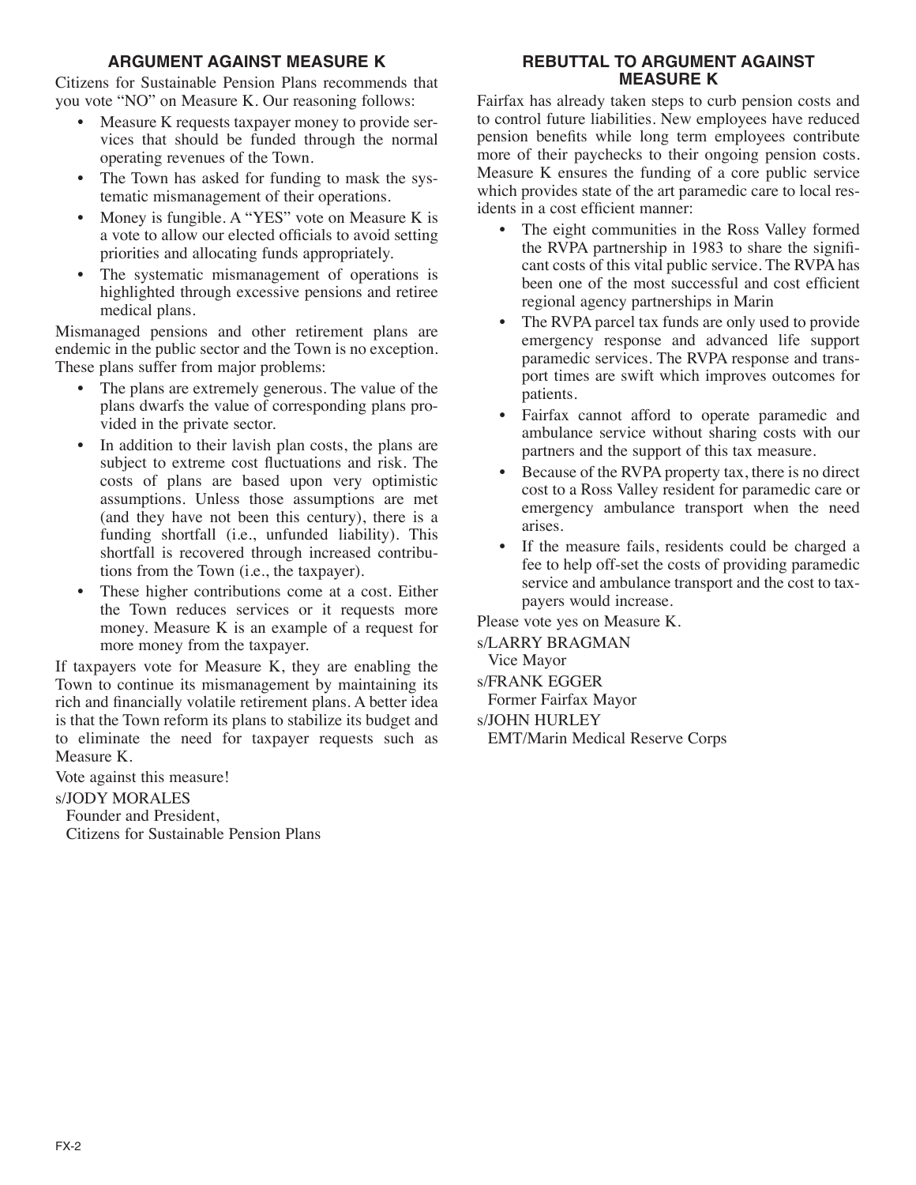## ARGUMENT AGAINST MEASURE K

Citizens for Sustainable Pension Plans recommends that you vote "NO" on Measure K. Our reasoning follows:

- Measure K requests taxpayer money to provide services that should be funded through the normal operating revenues of the Town.
- The Town has asked for funding to mask the systematic mismanagement of their operations.
- Money is fungible. A "YES" vote on Measure K is a vote to allow our elected officials to avoid setting priorities and allocating funds appropriately.
- The systematic mismanagement of operations is highlighted through excessive pensions and retiree medical plans.

Mismanaged pensions and other retirement plans are endemic in the public sector and the Town is no exception. These plans suffer from major problems:

- The plans are extremely generous. The value of the plans dwarfs the value of corresponding plans provided in the private sector.
- In addition to their lavish plan costs, the plans are subject to extreme cost fluctuations and risk. The costs of plans are based upon very optimistic assumptions. Unless those assumptions are met (and they have not been this century), there is a funding shortfall (i.e., unfunded liability). This shortfall is recovered through increased contributions from the Town (i.e., the taxpayer).
- These higher contributions come at a cost. Either the Town reduces services or it requests more money. Measure K is an example of a request for more money from the taxpayer.

If taxpayers vote for Measure K, they are enabling the Town to continue its mismanagement by maintaining its rich and financially volatile retirement plans. A better idea is that the Town reform its plans to stabilize its budget and to eliminate the need for taxpayer requests such as Measure K.

Vote against this measure!

s/JODY MORALES
Founder and President,
Citizens for Sustainable Pension Plans

## REBUTTAL TO ARGUMENT AGAINST MEASURE K

Fairfax has already taken steps to curb pension costs and to control future liabilities. New employees have reduced pension benefits while long term employees contribute more of their paychecks to their ongoing pension costs. Measure K ensures the funding of a core public service which provides state of the art paramedic care to local residents in a cost efficient manner:

- The eight communities in the Ross Valley formed the RVPA partnership in 1983 to share the significant costs of this vital public service. The RVPA has been one of the most successful and cost efficient regional agency partnerships in Marin
- The RVPA parcel tax funds are only used to provide emergency response and advanced life support paramedic services. The RVPA response and transport times are swift which improves outcomes for patients.
- Fairfax cannot afford to operate paramedic and ambulance service without sharing costs with our partners and the support of this tax measure.
- Because of the RVPA property tax, there is no direct cost to a Ross Valley resident for paramedic care or emergency ambulance transport when the need arises.
- If the measure fails, residents could be charged a fee to help off-set the costs of providing paramedic service and ambulance transport and the cost to taxpayers would increase.

Please vote yes on Measure K.

s/LARRY BRAGMAN
Vice Mayor

s/FRANK EGGER
Former Fairfax Mayor

s/JOHN HURLEY
EMT/Marin Medical Reserve Corps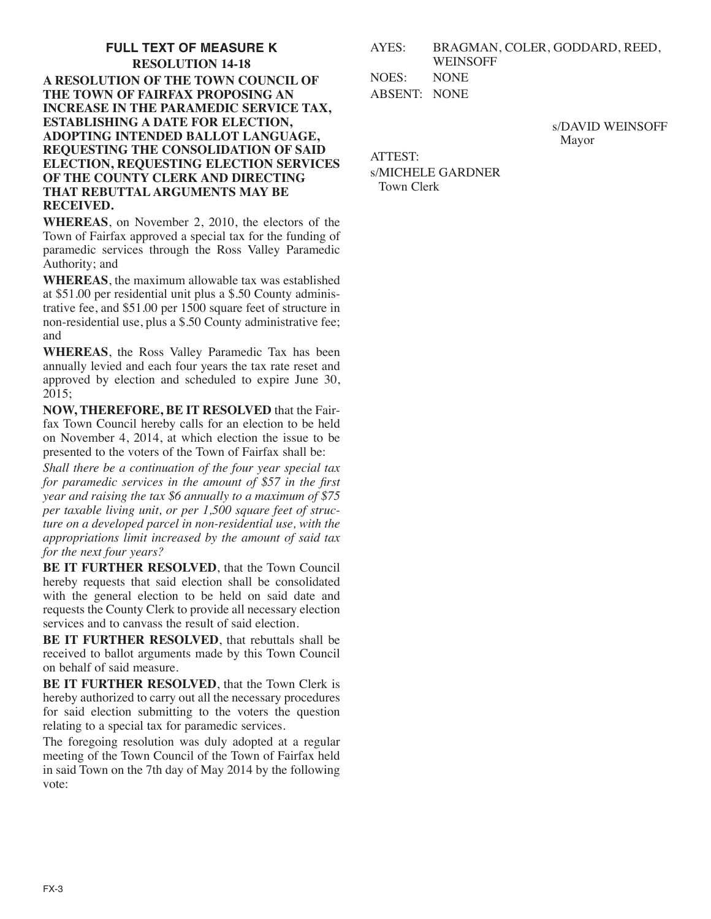## FULL TEXT OF MEASURE K

### RESOLUTION 14-18

**A RESOLUTION OF THE TOWN COUNCIL OF THE TOWN OF FAIRFAX PROPOSING AN INCREASE IN THE PARAMEDIC SERVICE TAX, ESTABLISHING A DATE FOR ELECTION, ADOPTING INTENDED BALLOT LANGUAGE, REQUESTING THE CONSOLIDATION OF SAID ELECTION, REQUESTING ELECTION SERVICES OF THE COUNTY CLERK AND DIRECTING THAT REBUTTAL ARGUMENTS MAY BE RECEIVED.**

**WHEREAS**, on November 2, 2010, the electors of the Town of Fairfax approved a special tax for the funding of paramedic services through the Ross Valley Paramedic Authority; and

**WHEREAS**, the maximum allowable tax was established at $51.00 per residential unit plus a $.50 County administrative fee, and $51.00 per 1500 square feet of structure in non-residential use, plus a $.50 County administrative fee; and

**WHEREAS**, the Ross Valley Paramedic Tax has been annually levied and each four years the tax rate reset and approved by election and scheduled to expire June 30, 2015;

**NOW, THEREFORE, BE IT RESOLVED** that the Fairfax Town Council hereby calls for an election to be held on November 4, 2014, at which election the issue to be presented to the voters of the Town of Fairfax shall be:

*Shall there be a continuation of the four year special tax for paramedic services in the amount of $57 in the first year and raising the tax $6 annually to a maximum of $75 per taxable living unit, or per 1,500 square feet of structure on a developed parcel in non-residential use, with the appropriations limit increased by the amount of said tax for the next four years?*

**BE IT FURTHER RESOLVED**, that the Town Council hereby requests that said election shall be consolidated with the general election to be held on said date and requests the County Clerk to provide all necessary election services and to canvass the result of said election.

**BE IT FURTHER RESOLVED**, that rebuttals shall be received to ballot arguments made by this Town Council on behalf of said measure.

**BE IT FURTHER RESOLVED**, that the Town Clerk is hereby authorized to carry out all the necessary procedures for said election submitting to the voters the question relating to a special tax for paramedic services.

The foregoing resolution was duly adopted at a regular meeting of the Town Council of the Town of Fairfax held in said Town on the 7th day of May 2014 by the following vote:

AYES: BRAGMAN, COLER, GODDARD, REED, WEINSOFF

NOES: NONE

ABSENT: NONE

s/DAVID WEINSOFF
Mayor

ATTEST:

s/MICHELE GARDNER
Town Clerk